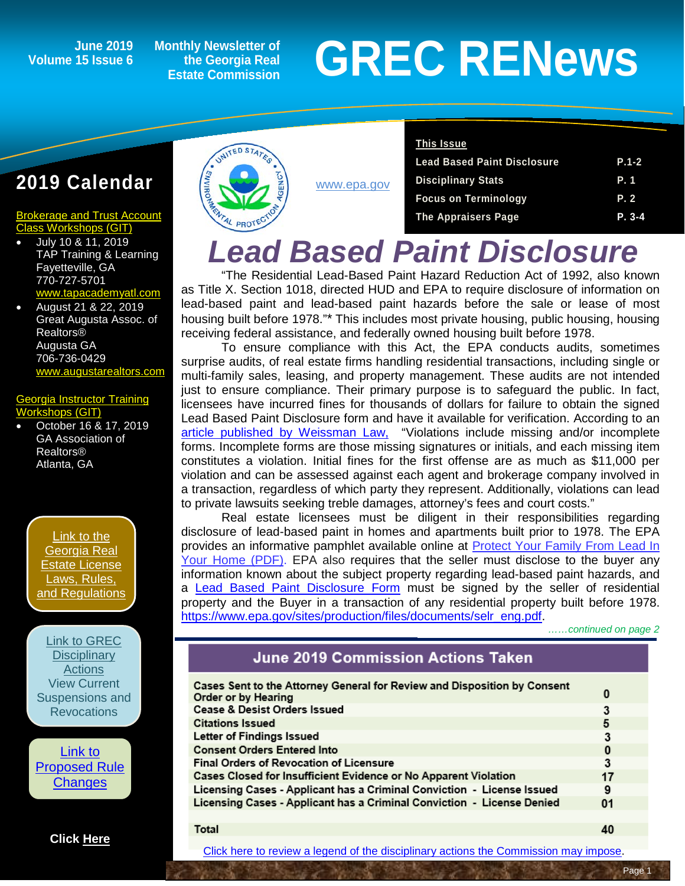June 2019
Volume 15 Issue 6

Monthly Newsletter of the Georgia Real Estate Commission

# GREC RENews

**This Issue**

| | |
|---|---|
| Lead Based Paint Disclosure | P.1-2 |
| Disciplinary Stats | P. 1 |
| Focus on Terminology | P. 2 |
| The Appraisers Page | P. 3-4 |

## 2019 Calendar

**Brokerage and Trust Account Class Workshops (GIT)**

- July 10 & 11, 2019
  TAP Training & Learning
  Fayetteville, GA
  770-727-5701
  www.tapacademyatl.com
- August 21 & 22, 2019
  Great Augusta Assoc. of Realtors®
  Augusta GA
  706-736-0429
  www.augustarealtors.com

**Georgia Instructor Training Workshops (GIT)**

- October 16 & 17, 2019
  GA Association of Realtors®
  Atlanta, GA

Link to the Georgia Real Estate License Laws, Rules, and Regulations

Link to GREC Disciplinary Actions
View Current Suspensions and Revocations

Link to Proposed Rule Changes

Click Here

www.epa.gov

# Lead Based Paint Disclosure

"The Residential Lead-Based Paint Hazard Reduction Act of 1992, also known as Title X. Section 1018, directed HUD and EPA to require disclosure of information on lead-based paint and lead-based paint hazards before the sale or lease of most housing built before 1978."* This includes most private housing, public housing, housing receiving federal assistance, and federally owned housing built before 1978.

To ensure compliance with this Act, the EPA conducts audits, sometimes surprise audits, of real estate firms handling residential transactions, including single or multi-family sales, leasing, and property management. These audits are not intended just to ensure compliance. Their primary purpose is to safeguard the public. In fact, licensees have incurred fines for thousands of dollars for failure to obtain the signed Lead Based Paint Disclosure form and have it available for verification. According to an article published by Weissman Law, "Violations include missing and/or incomplete forms. Incomplete forms are those missing signatures or initials, and each missing item constitutes a violation. Initial fines for the first offense are as much as $11,000 per violation and can be assessed against each agent and brokerage company involved in a transaction, regardless of which party they represent. Additionally, violations can lead to private lawsuits seeking treble damages, attorney's fees and court costs."

Real estate licensees must be diligent in their responsibilities regarding disclosure of lead-based paint in homes and apartments built prior to 1978. The EPA provides an informative pamphlet available online at Protect Your Family From Lead In Your Home (PDF). EPA also requires that the seller must disclose to the buyer any information known about the subject property regarding lead-based paint hazards, and a Lead Based Paint Disclosure Form must be signed by the seller of residential property and the Buyer in a transaction of any residential property built before 1978. https://www.epa.gov/sites/production/files/documents/selr_eng.pdf.

*……continued on page 2*

## June 2019 Commission Actions Taken

| Action | Count |
|---|---|
| Cases Sent to the Attorney General for Review and Disposition by Consent Order or by Hearing | 0 |
| Cease & Desist Orders Issued | 3 |
| Citations Issued | 5 |
| Letter of Findings Issued | 3 |
| Consent Orders Entered Into | 0 |
| Final Orders of Revocation of Licensure | 3 |
| Cases Closed for Insufficient Evidence or No Apparent Violation | 17 |
| Licensing Cases - Applicant has a Criminal Conviction - License Issued | 9 |
| Licensing Cases - Applicant has a Criminal Conviction - License Denied | 01 |
| Total | 40 |

Click here to review a legend of the disciplinary actions the Commission may impose.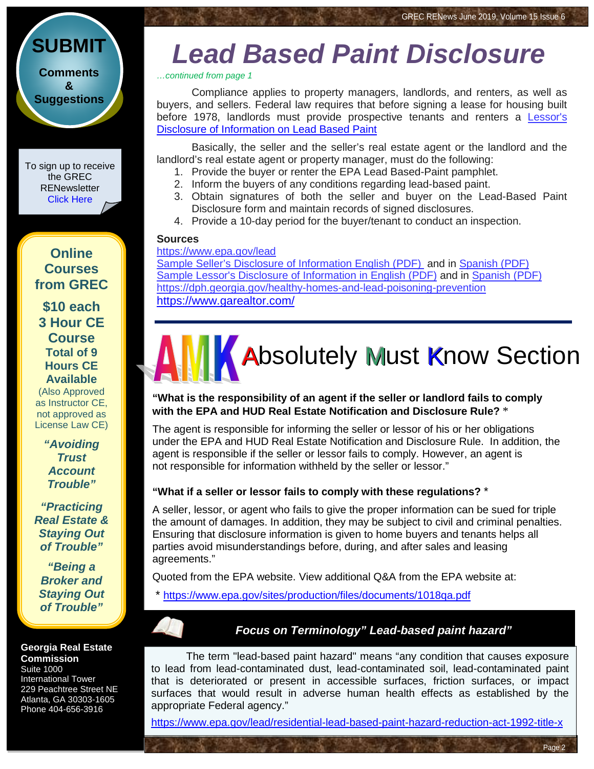# Lead Based Paint Disclosure

*…continued from page 1*

Compliance applies to property managers, landlords, and renters, as well as buyers, and sellers. Federal law requires that before signing a lease for housing built before 1978, landlords must provide prospective tenants and renters a Lessor's Disclosure of Information on Lead Based Paint

Basically, the seller and the seller's real estate agent or the landlord and the landlord's real estate agent or property manager, must do the following:

1. Provide the buyer or renter the EPA Lead Based-Paint pamphlet.
2. Inform the buyers of any conditions regarding lead-based paint.
3. Obtain signatures of both the seller and buyer on the Lead-Based Paint Disclosure form and maintain records of signed disclosures.
4. Provide a 10-day period for the buyer/tenant to conduct an inspection.

**Sources**

https://www.epa.gov/lead
Sample Seller's Disclosure of Information English (PDF) and in Spanish (PDF)
Sample Lessor's Disclosure of Information in English (PDF) and in Spanish (PDF)
https://dph.georgia.gov/healthy-homes-and-lead-poisoning-prevention
https://www.garealtor.com/

## AMK Absolutely Must Know Section

**"What is the responsibility of an agent if the seller or landlord fails to comply with the EPA and HUD Real Estate Notification and Disclosure Rule?** *

The agent is responsible for informing the seller or lessor of his or her obligations under the EPA and HUD Real Estate Notification and Disclosure Rule. In addition, the agent is responsible if the seller or lessor fails to comply. However, an agent is not responsible for information withheld by the seller or lessor."

**"What if a seller or lessor fails to comply with these regulations?** *

A seller, lessor, or agent who fails to give the proper information can be sued for triple the amount of damages. In addition, they may be subject to civil and criminal penalties. Ensuring that disclosure information is given to home buyers and tenants helps all parties avoid misunderstandings before, during, and after sales and leasing agreements."

Quoted from the EPA website. View additional Q&A from the EPA website at:

\* https://www.epa.gov/sites/production/files/documents/1018qa.pdf

### *Focus on Terminology" Lead-based paint hazard"*

The term "lead-based paint hazard" means "any condition that causes exposure to lead from lead-contaminated dust, lead-contaminated soil, lead-contaminated paint that is deteriorated or present in accessible surfaces, friction surfaces, or impact surfaces that would result in adverse human health effects as established by the appropriate Federal agency."

https://www.epa.gov/lead/residential-lead-based-paint-hazard-reduction-act-1992-title-x

---

**SUBMIT**

**Comments & Suggestions**

To sign up to receive the GREC RENewsletter Click Here

**Online Courses from GREC**

**$10 each**
**3 Hour CE Course**
**Total of 9 Hours CE Available**
(Also Approved as Instructor CE, not approved as License Law CE)

***"Avoiding Trust Account Trouble"***

***"Practicing Real Estate & Staying Out of Trouble"***

***"Being a Broker and Staying Out of Trouble"***

**Georgia Real Estate Commission**
Suite 1000
International Tower
229 Peachtree Street NE
Atlanta, GA 30303-1605
Phone 404-656-3916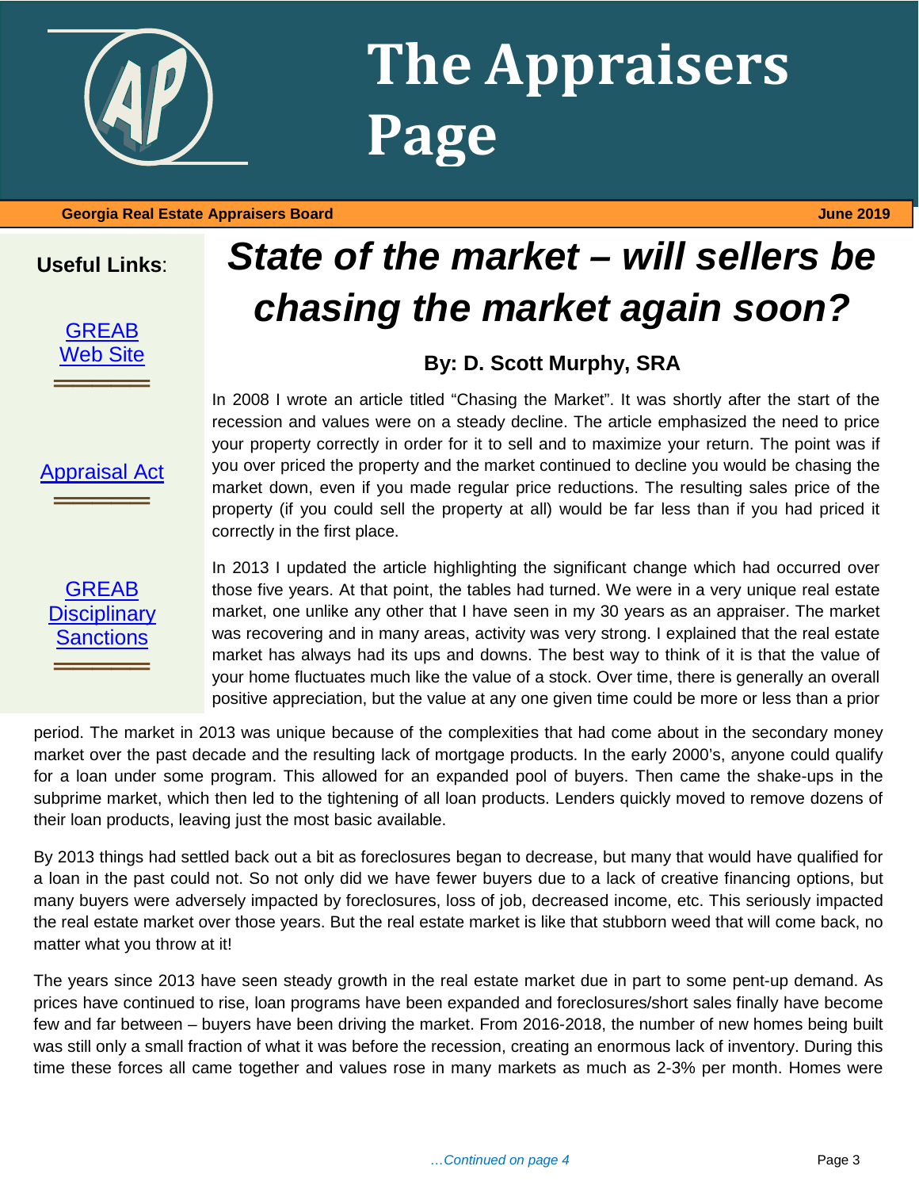# The Appraisers Page

**Georgia Real Estate Appraisers Board** **June 2019**

**Useful Links**:

[GREAB Web Site]

[Appraisal Act]

[GREAB Disciplinary Sanctions]

# *State of the market – will sellers be chasing the market again soon?*

### By: D. Scott Murphy, SRA

In 2008 I wrote an article titled "Chasing the Market". It was shortly after the start of the recession and values were on a steady decline. The article emphasized the need to price your property correctly in order for it to sell and to maximize your return. The point was if you over priced the property and the market continued to decline you would be chasing the market down, even if you made regular price reductions. The resulting sales price of the property (if you could sell the property at all) would be far less than if you had priced it correctly in the first place.

In 2013 I updated the article highlighting the significant change which had occurred over those five years. At that point, the tables had turned. We were in a very unique real estate market, one unlike any other that I have seen in my 30 years as an appraiser. The market was recovering and in many areas, activity was very strong. I explained that the real estate market has always had its ups and downs. The best way to think of it is that the value of your home fluctuates much like the value of a stock. Over time, there is generally an overall positive appreciation, but the value at any one given time could be more or less than a prior period. The market in 2013 was unique because of the complexities that had come about in the secondary money market over the past decade and the resulting lack of mortgage products. In the early 2000's, anyone could qualify for a loan under some program. This allowed for an expanded pool of buyers. Then came the shake-ups in the subprime market, which then led to the tightening of all loan products. Lenders quickly moved to remove dozens of their loan products, leaving just the most basic available.

By 2013 things had settled back out a bit as foreclosures began to decrease, but many that would have qualified for a loan in the past could not. So not only did we have fewer buyers due to a lack of creative financing options, but many buyers were adversely impacted by foreclosures, loss of job, decreased income, etc. This seriously impacted the real estate market over those years. But the real estate market is like that stubborn weed that will come back, no matter what you throw at it!

The years since 2013 have seen steady growth in the real estate market due in part to some pent-up demand. As prices have continued to rise, loan programs have been expanded and foreclosures/short sales finally have become few and far between – buyers have been driving the market. From 2016-2018, the number of new homes being built was still only a small fraction of what it was before the recession, creating an enormous lack of inventory. During this time these forces all came together and values rose in many markets as much as 2-3% per month. Homes were

*…Continued on page 4*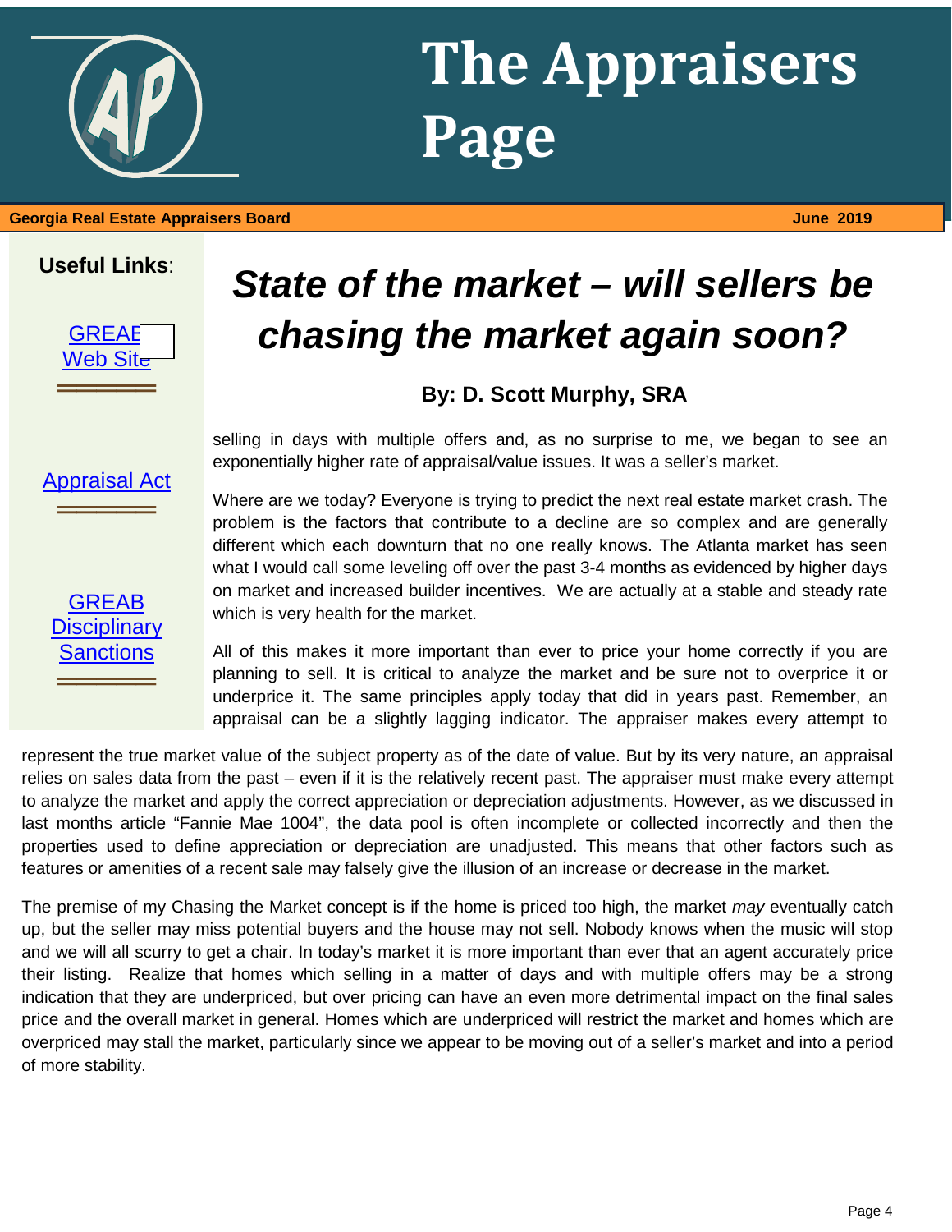# The Appraisers Page

**Georgia Real Estate Appraisers Board** **June 2019**

**Useful Links**:

GREAB Web Site

Appraisal Act

GREAB Disciplinary Sanctions

## *State of the market – will sellers be chasing the market again soon?*

### By: D. Scott Murphy, SRA

selling in days with multiple offers and, as no surprise to me, we began to see an exponentially higher rate of appraisal/value issues. It was a seller's market.

Where are we today? Everyone is trying to predict the next real estate market crash. The problem is the factors that contribute to a decline are so complex and are generally different which each downturn that no one really knows. The Atlanta market has seen what I would call some leveling off over the past 3-4 months as evidenced by higher days on market and increased builder incentives. We are actually at a stable and steady rate which is very health for the market.

All of this makes it more important than ever to price your home correctly if you are planning to sell. It is critical to analyze the market and be sure not to overprice it or underprice it. The same principles apply today that did in years past. Remember, an appraisal can be a slightly lagging indicator. The appraiser makes every attempt to represent the true market value of the subject property as of the date of value. But by its very nature, an appraisal relies on sales data from the past – even if it is the relatively recent past. The appraiser must make every attempt to analyze the market and apply the correct appreciation or depreciation adjustments. However, as we discussed in last months article "Fannie Mae 1004", the data pool is often incomplete or collected incorrectly and then the properties used to define appreciation or depreciation are unadjusted. This means that other factors such as features or amenities of a recent sale may falsely give the illusion of an increase or decrease in the market.

The premise of my Chasing the Market concept is if the home is priced too high, the market *may* eventually catch up, but the seller may miss potential buyers and the house may not sell. Nobody knows when the music will stop and we will all scurry to get a chair. In today's market it is more important than ever that an agent accurately price their listing. Realize that homes which selling in a matter of days and with multiple offers may be a strong indication that they are underpriced, but over pricing can have an even more detrimental impact on the final sales price and the overall market in general. Homes which are underpriced will restrict the market and homes which are overpriced may stall the market, particularly since we appear to be moving out of a seller's market and into a period of more stability.